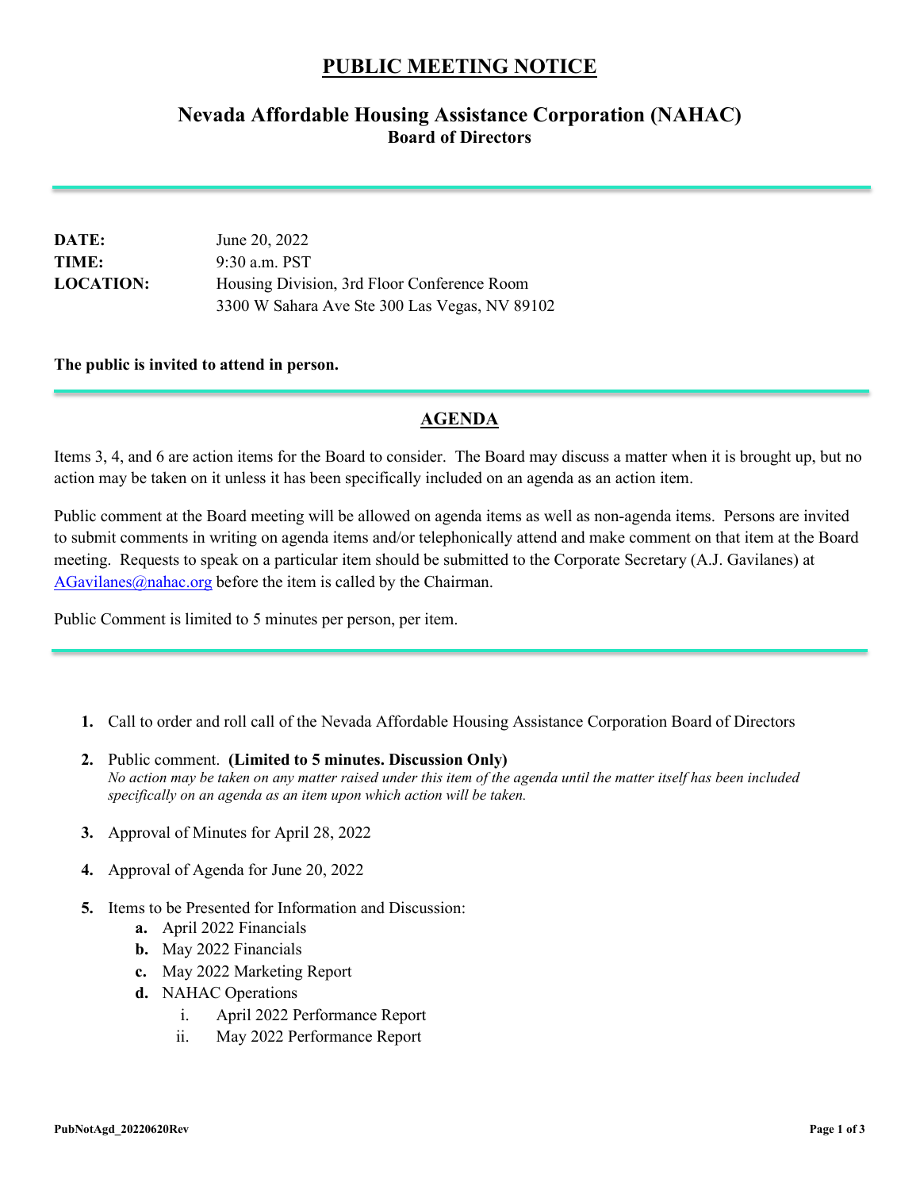# PUBLIC MEETING NOTICE

## Nevada Affordable Housing Assistance Corporation (NAHAC)

### Board of Directors

---

**DATE:** June 20, 2022
**TIME:** 9:30 a.m. PST
**LOCATION:** Housing Division, 3rd Floor Conference Room
3300 W Sahara Ave Ste 300 Las Vegas, NV 89102

**The public is invited to attend in person.**

---

## AGENDA

Items 3, 4, and 6 are action items for the Board to consider. The Board may discuss a matter when it is brought up, but no action may be taken on it unless it has been specifically included on an agenda as an action item.

Public comment at the Board meeting will be allowed on agenda items as well as non-agenda items. Persons are invited to submit comments in writing on agenda items and/or telephonically attend and make comment on that item at the Board meeting. Requests to speak on a particular item should be submitted to the Corporate Secretary (A.J. Gavilanes) at AGavilanes@nahac.org before the item is called by the Chairman.

Public Comment is limited to 5 minutes per person, per item.

---

1. Call to order and roll call of the Nevada Affordable Housing Assistance Corporation Board of Directors

2. Public comment. **(Limited to 5 minutes. Discussion Only)**
   *No action may be taken on any matter raised under this item of the agenda until the matter itself has been included specifically on an agenda as an item upon which action will be taken.*

3. Approval of Minutes for April 28, 2022

4. Approval of Agenda for June 20, 2022

5. Items to be Presented for Information and Discussion:
   a. April 2022 Financials
   b. May 2022 Financials
   c. May 2022 Marketing Report
   d. NAHAC Operations
      i. April 2022 Performance Report
      ii. May 2022 Performance Report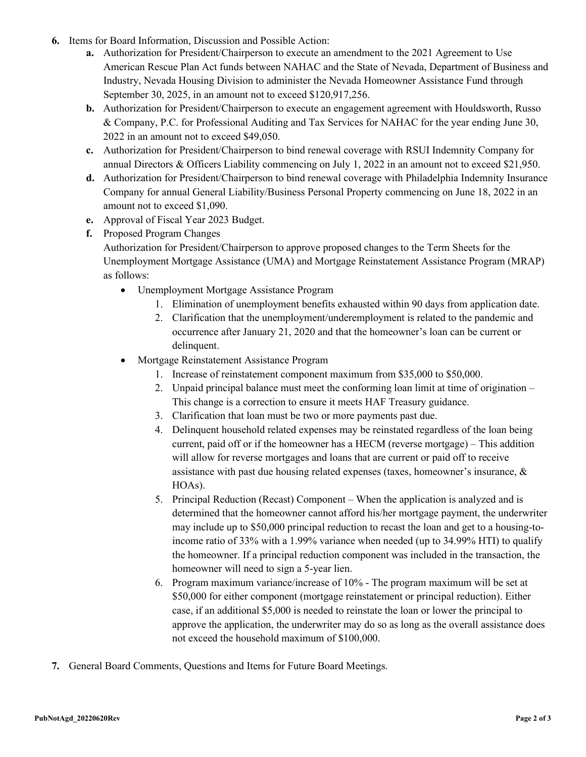6. Items for Board Information, Discussion and Possible Action:
   - **a.** Authorization for President/Chairperson to execute an amendment to the 2021 Agreement to Use American Rescue Plan Act funds between NAHAC and the State of Nevada, Department of Business and Industry, Nevada Housing Division to administer the Nevada Homeowner Assistance Fund through September 30, 2025, in an amount not to exceed $120,917,256.
   - **b.** Authorization for President/Chairperson to execute an engagement agreement with Houldsworth, Russo & Company, P.C. for Professional Auditing and Tax Services for NAHAC for the year ending June 30, 2022 in an amount not to exceed $49,050.
   - **c.** Authorization for President/Chairperson to bind renewal coverage with RSUI Indemnity Company for annual Directors & Officers Liability commencing on July 1, 2022 in an amount not to exceed $21,950.
   - **d.** Authorization for President/Chairperson to bind renewal coverage with Philadelphia Indemnity Insurance Company for annual General Liability/Business Personal Property commencing on June 18, 2022 in an amount not to exceed $1,090.
   - **e.** Approval of Fiscal Year 2023 Budget.
   - **f.** Proposed Program Changes
     Authorization for President/Chairperson to approve proposed changes to the Term Sheets for the Unemployment Mortgage Assistance (UMA) and Mortgage Reinstatement Assistance Program (MRAP) as follows:
     - Unemployment Mortgage Assistance Program
       1. Elimination of unemployment benefits exhausted within 90 days from application date.
       2. Clarification that the unemployment/underemployment is related to the pandemic and occurrence after January 21, 2020 and that the homeowner's loan can be current or delinquent.
     - Mortgage Reinstatement Assistance Program
       1. Increase of reinstatement component maximum from $35,000 to $50,000.
       2. Unpaid principal balance must meet the conforming loan limit at time of origination – This change is a correction to ensure it meets HAF Treasury guidance.
       3. Clarification that loan must be two or more payments past due.
       4. Delinquent household related expenses may be reinstated regardless of the loan being current, paid off or if the homeowner has a HECM (reverse mortgage) – This addition will allow for reverse mortgages and loans that are current or paid off to receive assistance with past due housing related expenses (taxes, homeowner's insurance, & HOAs).
       5. Principal Reduction (Recast) Component – When the application is analyzed and is determined that the homeowner cannot afford his/her mortgage payment, the underwriter may include up to $50,000 principal reduction to recast the loan and get to a housing-to-income ratio of 33% with a 1.99% variance when needed (up to 34.99% HTI) to qualify the homeowner. If a principal reduction component was included in the transaction, the homeowner will need to sign a 5-year lien.
       6. Program maximum variance/increase of 10% - The program maximum will be set at $50,000 for either component (mortgage reinstatement or principal reduction). Either case, if an additional $5,000 is needed to reinstate the loan or lower the principal to approve the application, the underwriter may do so as long as the overall assistance does not exceed the household maximum of $100,000.

7. General Board Comments, Questions and Items for Future Board Meetings.

PubNotAgd_20220620Rev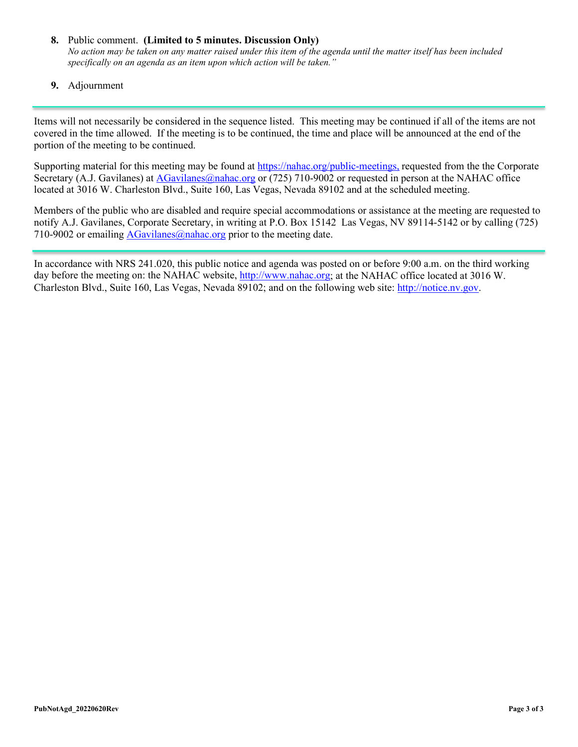8. Public comment. **(Limited to 5 minutes. Discussion Only)**
   *No action may be taken on any matter raised under this item of the agenda until the matter itself has been included specifically on an agenda as an item upon which action will be taken."*

9. Adjournment

---

Items will not necessarily be considered in the sequence listed. This meeting may be continued if all of the items are not covered in the time allowed. If the meeting is to be continued, the time and place will be announced at the end of the portion of the meeting to be continued.

Supporting material for this meeting may be found at https://nahac.org/public-meetings, requested from the the Corporate Secretary (A.J. Gavilanes) at AGavilanes@nahac.org or (725) 710-9002 or requested in person at the NAHAC office located at 3016 W. Charleston Blvd., Suite 160, Las Vegas, Nevada 89102 and at the scheduled meeting.

Members of the public who are disabled and require special accommodations or assistance at the meeting are requested to notify A.J. Gavilanes, Corporate Secretary, in writing at P.O. Box 15142 Las Vegas, NV 89114-5142 or by calling (725) 710-9002 or emailing AGavilanes@nahac.org prior to the meeting date.

---

In accordance with NRS 241.020, this public notice and agenda was posted on or before 9:00 a.m. on the third working day before the meeting on: the NAHAC website, http://www.nahac.org; at the NAHAC office located at 3016 W. Charleston Blvd., Suite 160, Las Vegas, Nevada 89102; and on the following web site: http://notice.nv.gov.

PubNotAgd_20220620Rev